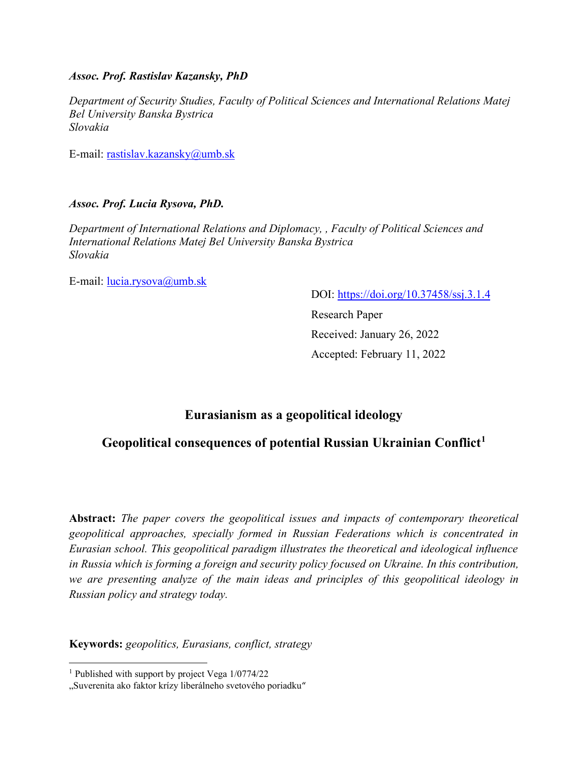***Assoc. Prof. Rastislav Kazansky, PhD***

*Department of Security Studies, Faculty of Political Sciences and International Relations Matej Bel University Banska Bystrica*
*Slovakia*

E-mail: rastislav.kazansky@umb.sk

***Assoc. Prof. Lucia Rysova, PhD.***

*Department of International Relations and Diplomacy, , Faculty of Political Sciences and International Relations Matej Bel University Banska Bystrica*
*Slovakia*

E-mail: lucia.rysova@umb.sk

DOI: https://doi.org/10.37458/ssj.3.1.4

Research Paper

Received: January 26, 2022

Accepted: February 11, 2022

# Eurasianism as a geopolitical ideology

## Geopolitical consequences of potential Russian Ukrainian Conflict[1]

**Abstract:** *The paper covers the geopolitical issues and impacts of contemporary theoretical geopolitical approaches, specially formed in Russian Federations which is concentrated in Eurasian school. This geopolitical paradigm illustrates the theoretical and ideological influence in Russia which is forming a foreign and security policy focused on Ukraine. In this contribution, we are presenting analyze of the main ideas and principles of this geopolitical ideology in Russian policy and strategy today.*

**Keywords:** *geopolitics, Eurasians, conflict, strategy*

---

[1] Published with support by project Vega 1/0774/22
„Suverenita ako faktor krízy liberálneho svetového poriadku"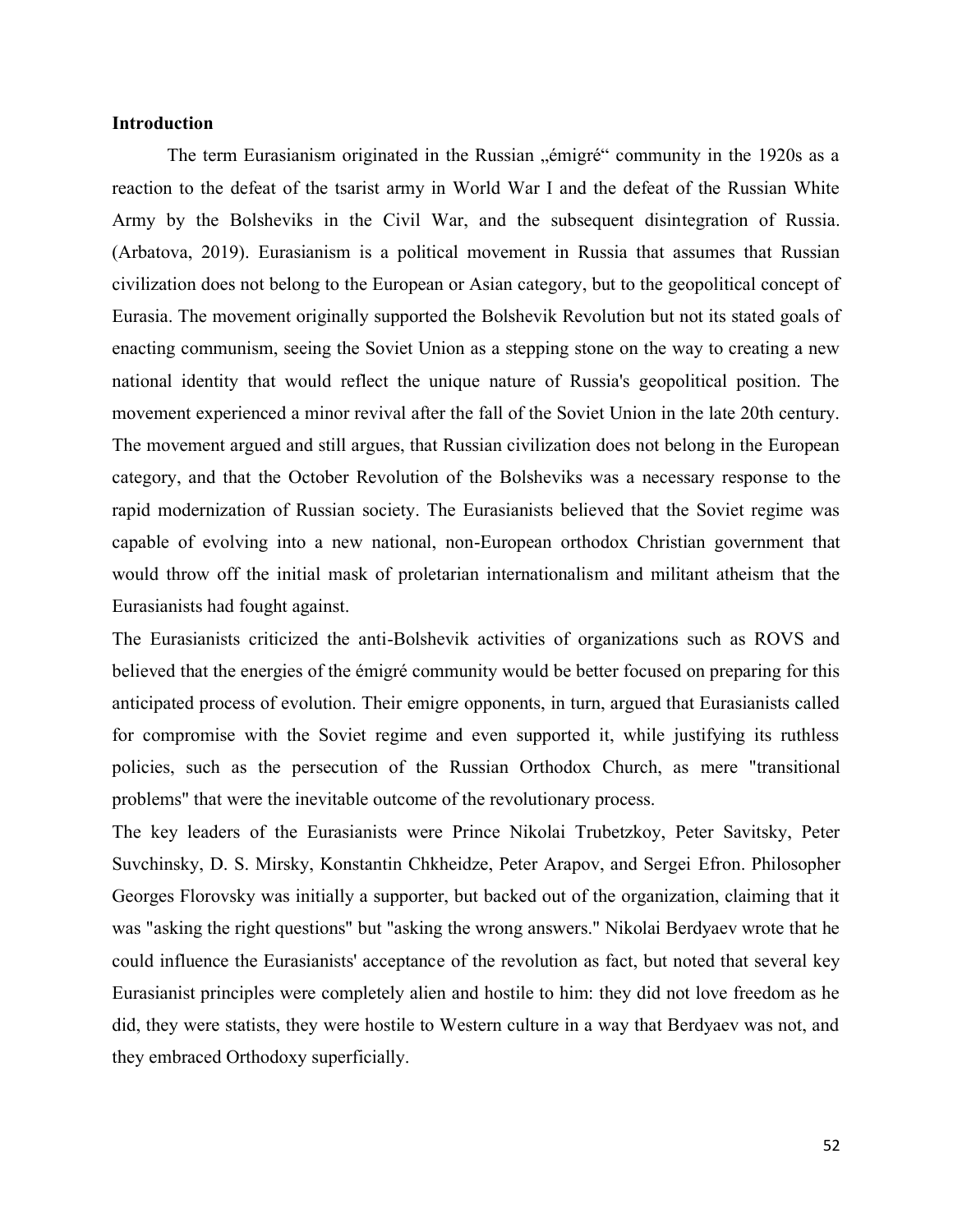**Introduction**

The term Eurasianism originated in the Russian „émigré" community in the 1920s as a reaction to the defeat of the tsarist army in World War I and the defeat of the Russian White Army by the Bolsheviks in the Civil War, and the subsequent disintegration of Russia. (Arbatova, 2019). Eurasianism is a political movement in Russia that assumes that Russian civilization does not belong to the European or Asian category, but to the geopolitical concept of Eurasia. The movement originally supported the Bolshevik Revolution but not its stated goals of enacting communism, seeing the Soviet Union as a stepping stone on the way to creating a new national identity that would reflect the unique nature of Russia's geopolitical position. The movement experienced a minor revival after the fall of the Soviet Union in the late 20th century. The movement argued and still argues, that Russian civilization does not belong in the European category, and that the October Revolution of the Bolsheviks was a necessary response to the rapid modernization of Russian society. The Eurasianists believed that the Soviet regime was capable of evolving into a new national, non-European orthodox Christian government that would throw off the initial mask of proletarian internationalism and militant atheism that the Eurasianists had fought against.

The Eurasianists criticized the anti-Bolshevik activities of organizations such as ROVS and believed that the energies of the émigré community would be better focused on preparing for this anticipated process of evolution. Their emigre opponents, in turn, argued that Eurasianists called for compromise with the Soviet regime and even supported it, while justifying its ruthless policies, such as the persecution of the Russian Orthodox Church, as mere "transitional problems" that were the inevitable outcome of the revolutionary process.

The key leaders of the Eurasianists were Prince Nikolai Trubetzkoy, Peter Savitsky, Peter Suvchinsky, D. S. Mirsky, Konstantin Chkheidze, Peter Arapov, and Sergei Efron. Philosopher Georges Florovsky was initially a supporter, but backed out of the organization, claiming that it was "asking the right questions" but "asking the wrong answers." Nikolai Berdyaev wrote that he could influence the Eurasianists' acceptance of the revolution as fact, but noted that several key Eurasianist principles were completely alien and hostile to him: they did not love freedom as he did, they were statists, they were hostile to Western culture in a way that Berdyaev was not, and they embraced Orthodoxy superficially.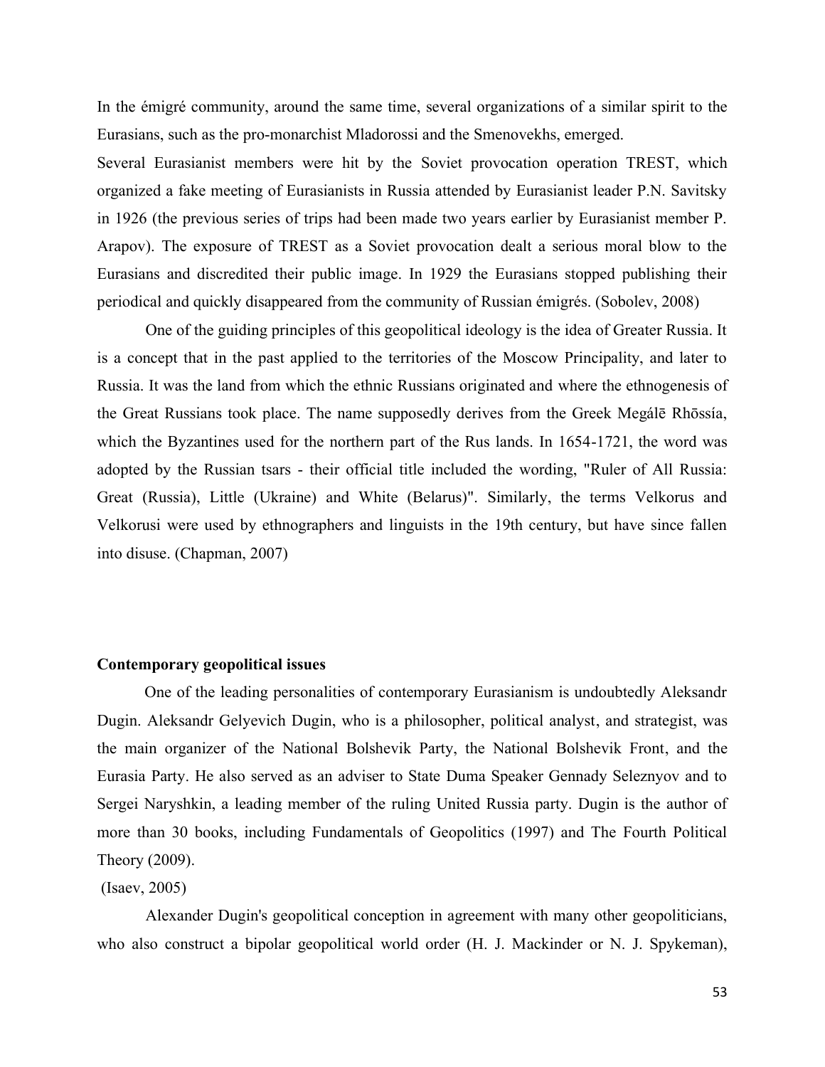In the émigré community, around the same time, several organizations of a similar spirit to the Eurasians, such as the pro-monarchist Mladorossi and the Smenovekhs, emerged.

Several Eurasianist members were hit by the Soviet provocation operation TREST, which organized a fake meeting of Eurasianists in Russia attended by Eurasianist leader P.N. Savitsky in 1926 (the previous series of trips had been made two years earlier by Eurasianist member P. Arapov). The exposure of TREST as a Soviet provocation dealt a serious moral blow to the Eurasians and discredited their public image. In 1929 the Eurasians stopped publishing their periodical and quickly disappeared from the community of Russian émigrés. (Sobolev, 2008)

One of the guiding principles of this geopolitical ideology is the idea of Greater Russia. It is a concept that in the past applied to the territories of the Moscow Principality, and later to Russia. It was the land from which the ethnic Russians originated and where the ethnogenesis of the Great Russians took place. The name supposedly derives from the Greek Megálē Rhōssía, which the Byzantines used for the northern part of the Rus lands. In 1654-1721, the word was adopted by the Russian tsars - their official title included the wording, "Ruler of All Russia: Great (Russia), Little (Ukraine) and White (Belarus)". Similarly, the terms Velkorus and Velkorusi were used by ethnographers and linguists in the 19th century, but have since fallen into disuse. (Chapman, 2007)

**Contemporary geopolitical issues**

One of the leading personalities of contemporary Eurasianism is undoubtedly Aleksandr Dugin. Aleksandr Gelyevich Dugin, who is a philosopher, political analyst, and strategist, was the main organizer of the National Bolshevik Party, the National Bolshevik Front, and the Eurasia Party. He also served as an adviser to State Duma Speaker Gennady Seleznyov and to Sergei Naryshkin, a leading member of the ruling United Russia party. Dugin is the author of more than 30 books, including Fundamentals of Geopolitics (1997) and The Fourth Political Theory (2009).

(Isaev, 2005)

Alexander Dugin's geopolitical conception in agreement with many other geopoliticians, who also construct a bipolar geopolitical world order (H. J. Mackinder or N. J. Spykeman),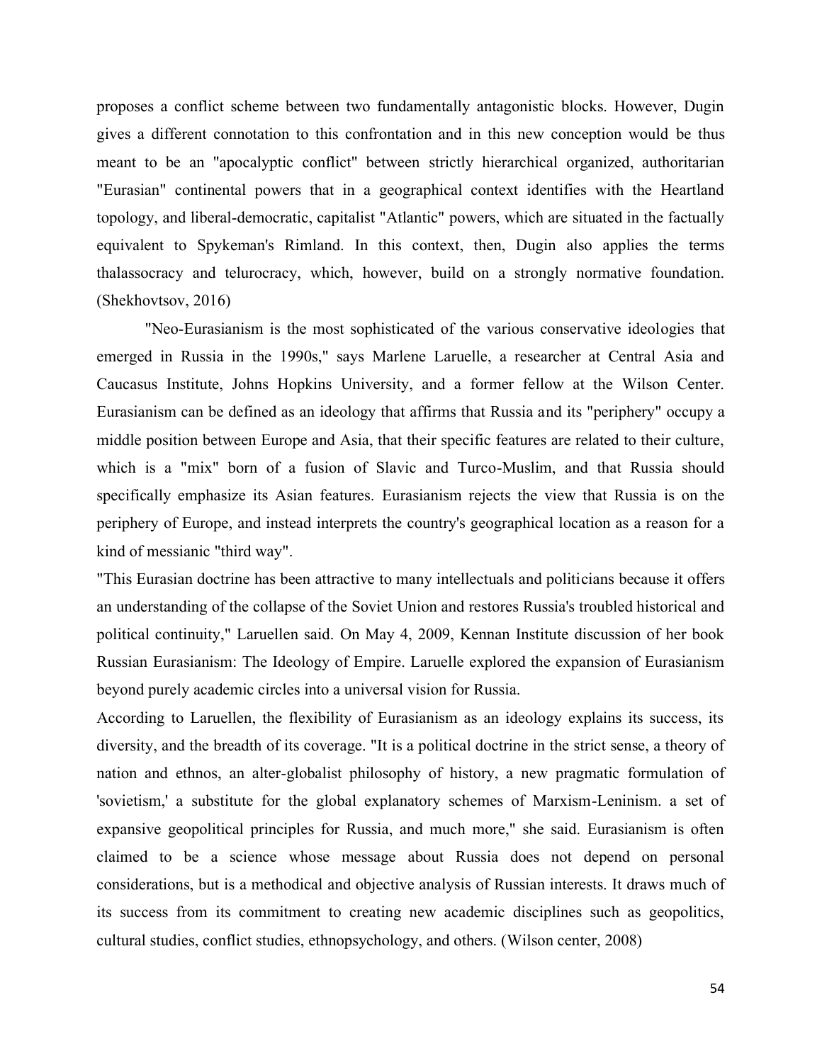proposes a conflict scheme between two fundamentally antagonistic blocks. However, Dugin gives a different connotation to this confrontation and in this new conception would be thus meant to be an "apocalyptic conflict" between strictly hierarchical organized, authoritarian "Eurasian" continental powers that in a geographical context identifies with the Heartland topology, and liberal-democratic, capitalist "Atlantic" powers, which are situated in the factually equivalent to Spykeman's Rimland. In this context, then, Dugin also applies the terms thalassocracy and telurocracy, which, however, build on a strongly normative foundation. (Shekhovtsov, 2016)

"Neo-Eurasianism is the most sophisticated of the various conservative ideologies that emerged in Russia in the 1990s," says Marlene Laruelle, a researcher at Central Asia and Caucasus Institute, Johns Hopkins University, and a former fellow at the Wilson Center. Eurasianism can be defined as an ideology that affirms that Russia and its "periphery" occupy a middle position between Europe and Asia, that their specific features are related to their culture, which is a "mix" born of a fusion of Slavic and Turco-Muslim, and that Russia should specifically emphasize its Asian features. Eurasianism rejects the view that Russia is on the periphery of Europe, and instead interprets the country's geographical location as a reason for a kind of messianic "third way".

"This Eurasian doctrine has been attractive to many intellectuals and politicians because it offers an understanding of the collapse of the Soviet Union and restores Russia's troubled historical and political continuity," Laruellen said. On May 4, 2009, Kennan Institute discussion of her book Russian Eurasianism: The Ideology of Empire. Laruelle explored the expansion of Eurasianism beyond purely academic circles into a universal vision for Russia.

According to Laruellen, the flexibility of Eurasianism as an ideology explains its success, its diversity, and the breadth of its coverage. "It is a political doctrine in the strict sense, a theory of nation and ethnos, an alter-globalist philosophy of history, a new pragmatic formulation of 'sovietism,' a substitute for the global explanatory schemes of Marxism-Leninism. a set of expansive geopolitical principles for Russia, and much more," she said. Eurasianism is often claimed to be a science whose message about Russia does not depend on personal considerations, but is a methodical and objective analysis of Russian interests. It draws much of its success from its commitment to creating new academic disciplines such as geopolitics, cultural studies, conflict studies, ethnopsychology, and others. (Wilson center, 2008)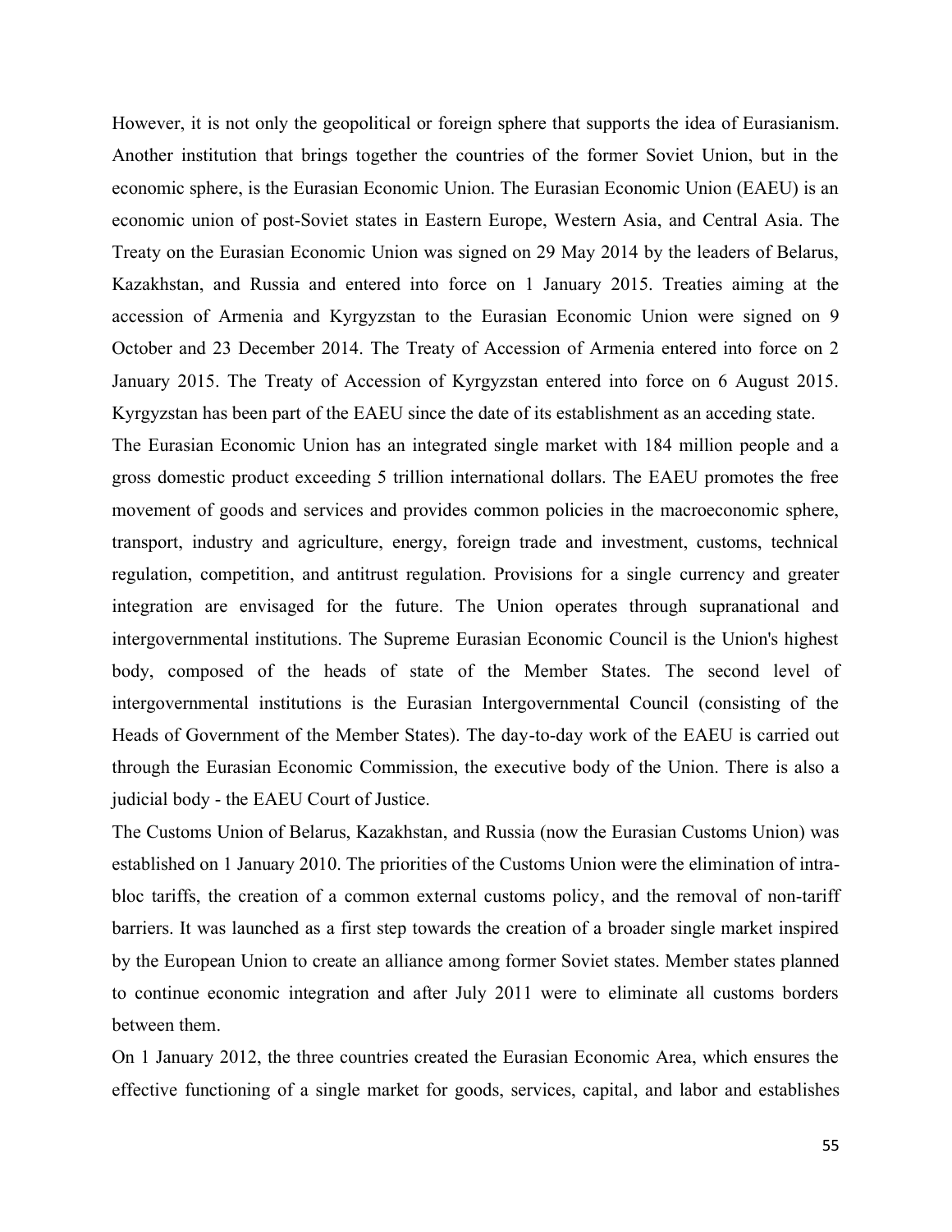However, it is not only the geopolitical or foreign sphere that supports the idea of Eurasianism. Another institution that brings together the countries of the former Soviet Union, but in the economic sphere, is the Eurasian Economic Union. The Eurasian Economic Union (EAEU) is an economic union of post-Soviet states in Eastern Europe, Western Asia, and Central Asia. The Treaty on the Eurasian Economic Union was signed on 29 May 2014 by the leaders of Belarus, Kazakhstan, and Russia and entered into force on 1 January 2015. Treaties aiming at the accession of Armenia and Kyrgyzstan to the Eurasian Economic Union were signed on 9 October and 23 December 2014. The Treaty of Accession of Armenia entered into force on 2 January 2015. The Treaty of Accession of Kyrgyzstan entered into force on 6 August 2015. Kyrgyzstan has been part of the EAEU since the date of its establishment as an acceding state.

The Eurasian Economic Union has an integrated single market with 184 million people and a gross domestic product exceeding 5 trillion international dollars. The EAEU promotes the free movement of goods and services and provides common policies in the macroeconomic sphere, transport, industry and agriculture, energy, foreign trade and investment, customs, technical regulation, competition, and antitrust regulation. Provisions for a single currency and greater integration are envisaged for the future. The Union operates through supranational and intergovernmental institutions. The Supreme Eurasian Economic Council is the Union's highest body, composed of the heads of state of the Member States. The second level of intergovernmental institutions is the Eurasian Intergovernmental Council (consisting of the Heads of Government of the Member States). The day-to-day work of the EAEU is carried out through the Eurasian Economic Commission, the executive body of the Union. There is also a judicial body - the EAEU Court of Justice.

The Customs Union of Belarus, Kazakhstan, and Russia (now the Eurasian Customs Union) was established on 1 January 2010. The priorities of the Customs Union were the elimination of intra-bloc tariffs, the creation of a common external customs policy, and the removal of non-tariff barriers. It was launched as a first step towards the creation of a broader single market inspired by the European Union to create an alliance among former Soviet states. Member states planned to continue economic integration and after July 2011 were to eliminate all customs borders between them.

On 1 January 2012, the three countries created the Eurasian Economic Area, which ensures the effective functioning of a single market for goods, services, capital, and labor and establishes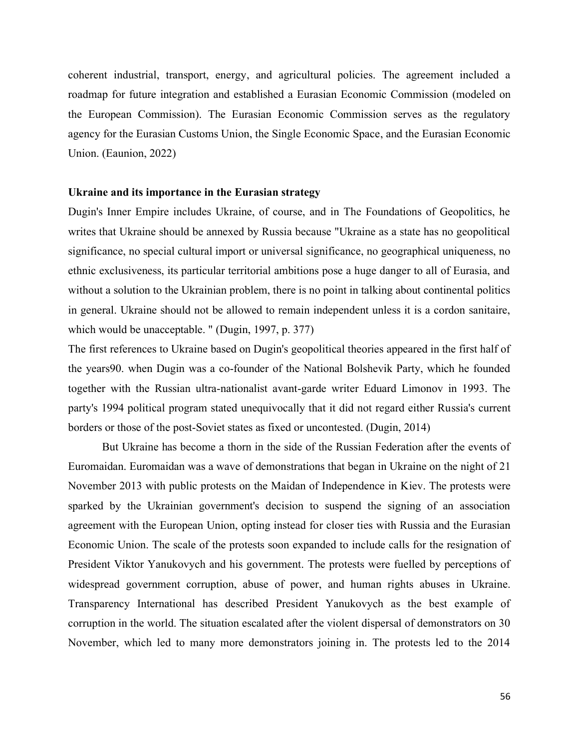coherent industrial, transport, energy, and agricultural policies. The agreement included a roadmap for future integration and established a Eurasian Economic Commission (modeled on the European Commission). The Eurasian Economic Commission serves as the regulatory agency for the Eurasian Customs Union, the Single Economic Space, and the Eurasian Economic Union. (Eaunion, 2022)

**Ukraine and its importance in the Eurasian strategy**

Dugin's Inner Empire includes Ukraine, of course, and in The Foundations of Geopolitics, he writes that Ukraine should be annexed by Russia because "Ukraine as a state has no geopolitical significance, no special cultural import or universal significance, no geographical uniqueness, no ethnic exclusiveness, its particular territorial ambitions pose a huge danger to all of Eurasia, and without a solution to the Ukrainian problem, there is no point in talking about continental politics in general. Ukraine should not be allowed to remain independent unless it is a cordon sanitaire, which would be unacceptable. " (Dugin, 1997, p. 377)

The first references to Ukraine based on Dugin's geopolitical theories appeared in the first half of the years90. when Dugin was a co-founder of the National Bolshevik Party, which he founded together with the Russian ultra-nationalist avant-garde writer Eduard Limonov in 1993. The party's 1994 political program stated unequivocally that it did not regard either Russia's current borders or those of the post-Soviet states as fixed or uncontested. (Dugin, 2014)

But Ukraine has become a thorn in the side of the Russian Federation after the events of Euromaidan. Euromaidan was a wave of demonstrations that began in Ukraine on the night of 21 November 2013 with public protests on the Maidan of Independence in Kiev. The protests were sparked by the Ukrainian government's decision to suspend the signing of an association agreement with the European Union, opting instead for closer ties with Russia and the Eurasian Economic Union. The scale of the protests soon expanded to include calls for the resignation of President Viktor Yanukovych and his government. The protests were fuelled by perceptions of widespread government corruption, abuse of power, and human rights abuses in Ukraine. Transparency International has described President Yanukovych as the best example of corruption in the world. The situation escalated after the violent dispersal of demonstrators on 30 November, which led to many more demonstrators joining in. The protests led to the 2014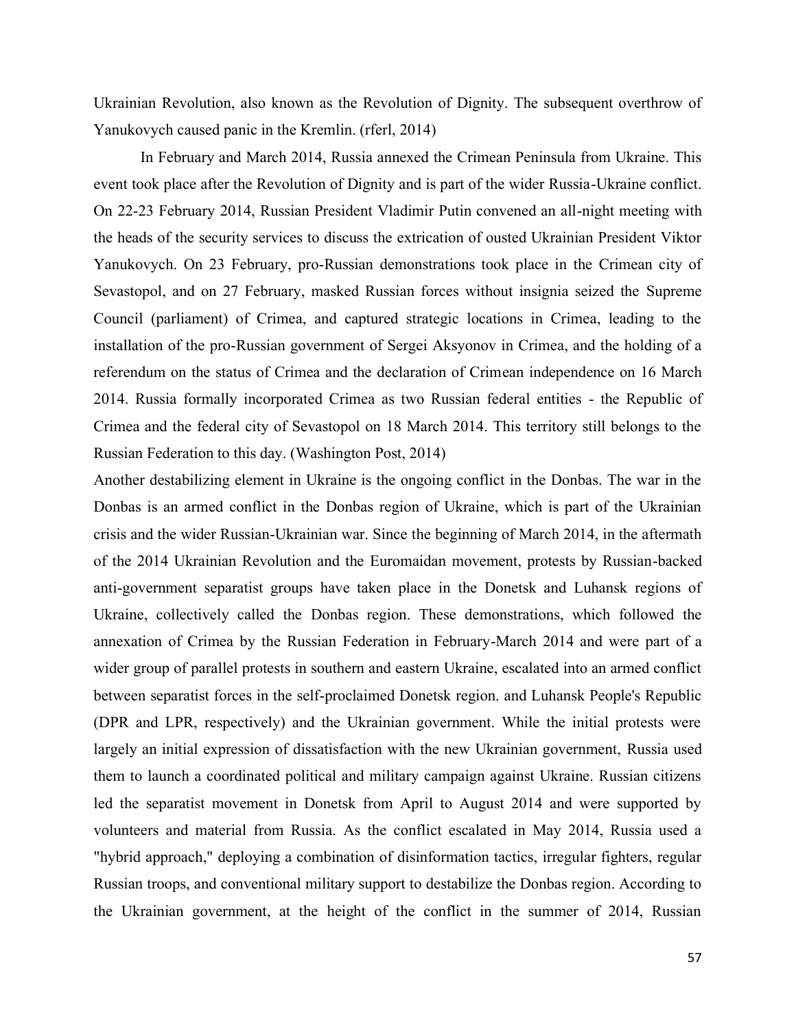Ukrainian Revolution, also known as the Revolution of Dignity. The subsequent overthrow of Yanukovych caused panic in the Kremlin. (rferl, 2014)

In February and March 2014, Russia annexed the Crimean Peninsula from Ukraine. This event took place after the Revolution of Dignity and is part of the wider Russia-Ukraine conflict. On 22-23 February 2014, Russian President Vladimir Putin convened an all-night meeting with the heads of the security services to discuss the extrication of ousted Ukrainian President Viktor Yanukovych. On 23 February, pro-Russian demonstrations took place in the Crimean city of Sevastopol, and on 27 February, masked Russian forces without insignia seized the Supreme Council (parliament) of Crimea, and captured strategic locations in Crimea, leading to the installation of the pro-Russian government of Sergei Aksyonov in Crimea, and the holding of a referendum on the status of Crimea and the declaration of Crimean independence on 16 March 2014. Russia formally incorporated Crimea as two Russian federal entities - the Republic of Crimea and the federal city of Sevastopol on 18 March 2014. This territory still belongs to the Russian Federation to this day. (Washington Post, 2014)

Another destabilizing element in Ukraine is the ongoing conflict in the Donbas. The war in the Donbas is an armed conflict in the Donbas region of Ukraine, which is part of the Ukrainian crisis and the wider Russian-Ukrainian war. Since the beginning of March 2014, in the aftermath of the 2014 Ukrainian Revolution and the Euromaidan movement, protests by Russian-backed anti-government separatist groups have taken place in the Donetsk and Luhansk regions of Ukraine, collectively called the Donbas region. These demonstrations, which followed the annexation of Crimea by the Russian Federation in February-March 2014 and were part of a wider group of parallel protests in southern and eastern Ukraine, escalated into an armed conflict between separatist forces in the self-proclaimed Donetsk region. and Luhansk People's Republic (DPR and LPR, respectively) and the Ukrainian government. While the initial protests were largely an initial expression of dissatisfaction with the new Ukrainian government, Russia used them to launch a coordinated political and military campaign against Ukraine. Russian citizens led the separatist movement in Donetsk from April to August 2014 and were supported by volunteers and material from Russia. As the conflict escalated in May 2014, Russia used a "hybrid approach," deploying a combination of disinformation tactics, irregular fighters, regular Russian troops, and conventional military support to destabilize the Donbas region. According to the Ukrainian government, at the height of the conflict in the summer of 2014, Russian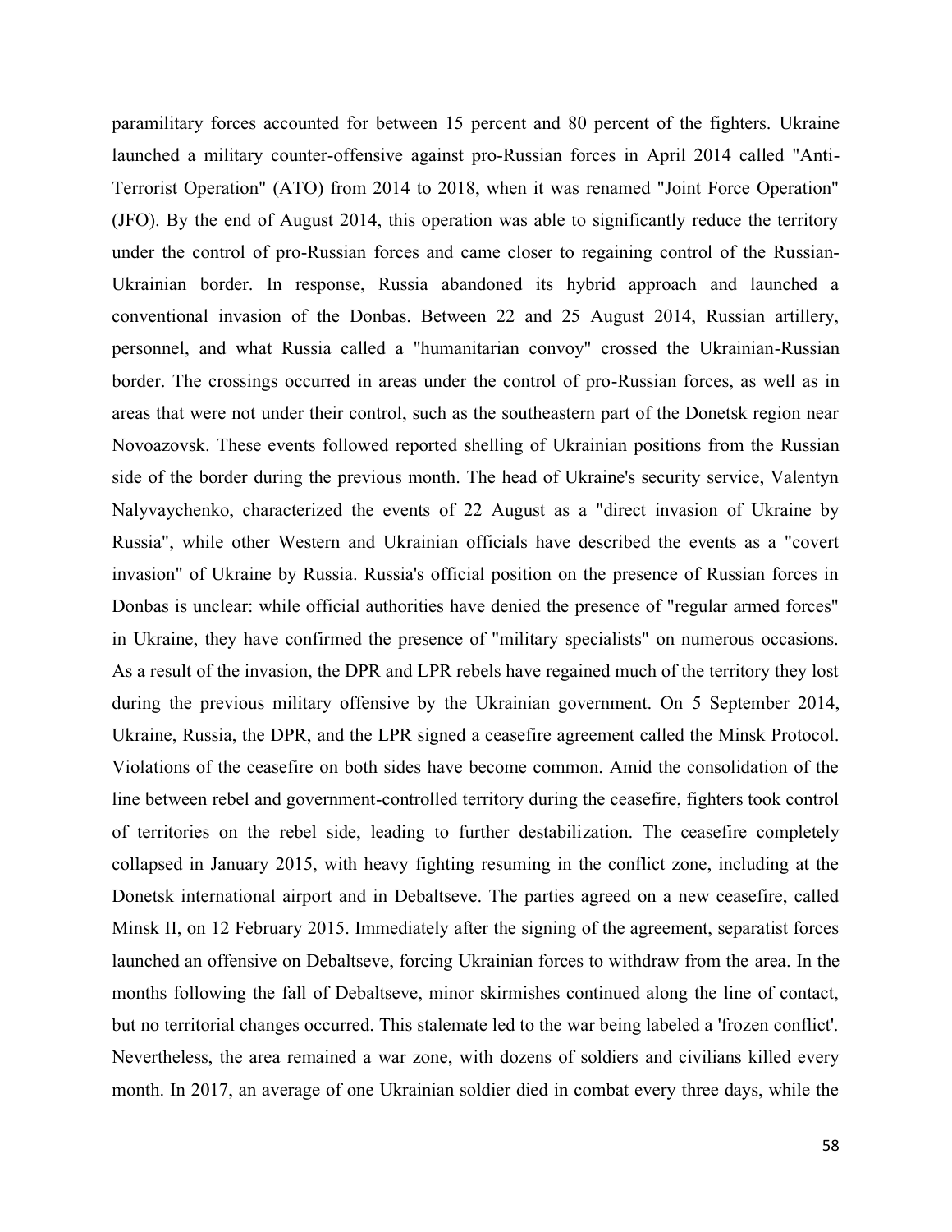paramilitary forces accounted for between 15 percent and 80 percent of the fighters. Ukraine launched a military counter-offensive against pro-Russian forces in April 2014 called "Anti-Terrorist Operation" (ATO) from 2014 to 2018, when it was renamed "Joint Force Operation" (JFO). By the end of August 2014, this operation was able to significantly reduce the territory under the control of pro-Russian forces and came closer to regaining control of the Russian-Ukrainian border. In response, Russia abandoned its hybrid approach and launched a conventional invasion of the Donbas. Between 22 and 25 August 2014, Russian artillery, personnel, and what Russia called a "humanitarian convoy" crossed the Ukrainian-Russian border. The crossings occurred in areas under the control of pro-Russian forces, as well as in areas that were not under their control, such as the southeastern part of the Donetsk region near Novoazovsk. These events followed reported shelling of Ukrainian positions from the Russian side of the border during the previous month. The head of Ukraine's security service, Valentyn Nalyvaychenko, characterized the events of 22 August as a "direct invasion of Ukraine by Russia", while other Western and Ukrainian officials have described the events as a "covert invasion" of Ukraine by Russia. Russia's official position on the presence of Russian forces in Donbas is unclear: while official authorities have denied the presence of "regular armed forces" in Ukraine, they have confirmed the presence of "military specialists" on numerous occasions. As a result of the invasion, the DPR and LPR rebels have regained much of the territory they lost during the previous military offensive by the Ukrainian government. On 5 September 2014, Ukraine, Russia, the DPR, and the LPR signed a ceasefire agreement called the Minsk Protocol. Violations of the ceasefire on both sides have become common. Amid the consolidation of the line between rebel and government-controlled territory during the ceasefire, fighters took control of territories on the rebel side, leading to further destabilization. The ceasefire completely collapsed in January 2015, with heavy fighting resuming in the conflict zone, including at the Donetsk international airport and in Debaltseve. The parties agreed on a new ceasefire, called Minsk II, on 12 February 2015. Immediately after the signing of the agreement, separatist forces launched an offensive on Debaltseve, forcing Ukrainian forces to withdraw from the area. In the months following the fall of Debaltseve, minor skirmishes continued along the line of contact, but no territorial changes occurred. This stalemate led to the war being labeled a 'frozen conflict'. Nevertheless, the area remained a war zone, with dozens of soldiers and civilians killed every month. In 2017, an average of one Ukrainian soldier died in combat every three days, while the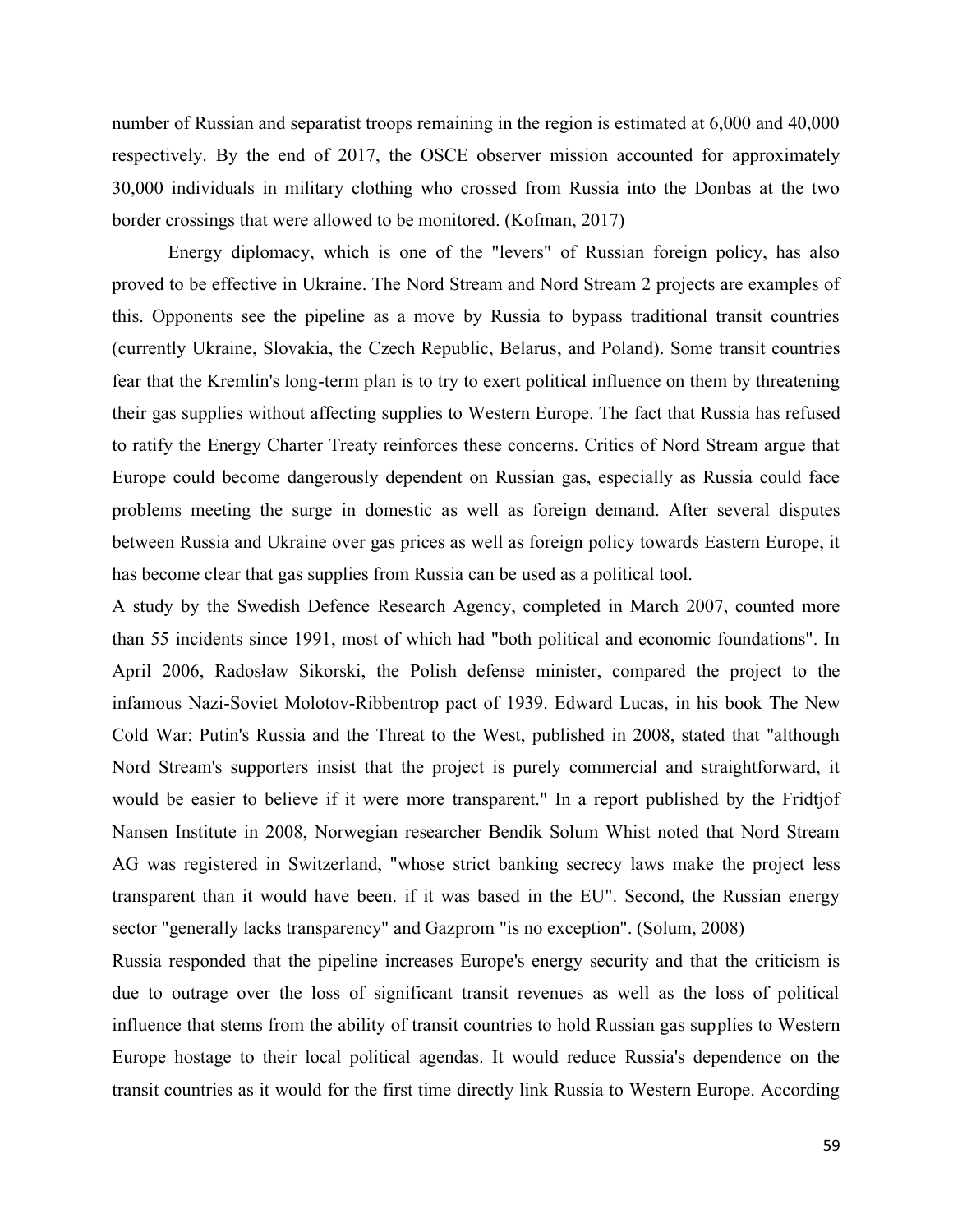number of Russian and separatist troops remaining in the region is estimated at 6,000 and 40,000 respectively. By the end of 2017, the OSCE observer mission accounted for approximately 30,000 individuals in military clothing who crossed from Russia into the Donbas at the two border crossings that were allowed to be monitored. (Kofman, 2017)

Energy diplomacy, which is one of the "levers" of Russian foreign policy, has also proved to be effective in Ukraine. The Nord Stream and Nord Stream 2 projects are examples of this. Opponents see the pipeline as a move by Russia to bypass traditional transit countries (currently Ukraine, Slovakia, the Czech Republic, Belarus, and Poland). Some transit countries fear that the Kremlin's long-term plan is to try to exert political influence on them by threatening their gas supplies without affecting supplies to Western Europe. The fact that Russia has refused to ratify the Energy Charter Treaty reinforces these concerns. Critics of Nord Stream argue that Europe could become dangerously dependent on Russian gas, especially as Russia could face problems meeting the surge in domestic as well as foreign demand. After several disputes between Russia and Ukraine over gas prices as well as foreign policy towards Eastern Europe, it has become clear that gas supplies from Russia can be used as a political tool.

A study by the Swedish Defence Research Agency, completed in March 2007, counted more than 55 incidents since 1991, most of which had "both political and economic foundations". In April 2006, Radosław Sikorski, the Polish defense minister, compared the project to the infamous Nazi-Soviet Molotov-Ribbentrop pact of 1939. Edward Lucas, in his book The New Cold War: Putin's Russia and the Threat to the West, published in 2008, stated that "although Nord Stream's supporters insist that the project is purely commercial and straightforward, it would be easier to believe if it were more transparent." In a report published by the Fridtjof Nansen Institute in 2008, Norwegian researcher Bendik Solum Whist noted that Nord Stream AG was registered in Switzerland, "whose strict banking secrecy laws make the project less transparent than it would have been. if it was based in the EU". Second, the Russian energy sector "generally lacks transparency" and Gazprom "is no exception". (Solum, 2008)

Russia responded that the pipeline increases Europe's energy security and that the criticism is due to outrage over the loss of significant transit revenues as well as the loss of political influence that stems from the ability of transit countries to hold Russian gas supplies to Western Europe hostage to their local political agendas. It would reduce Russia's dependence on the transit countries as it would for the first time directly link Russia to Western Europe. According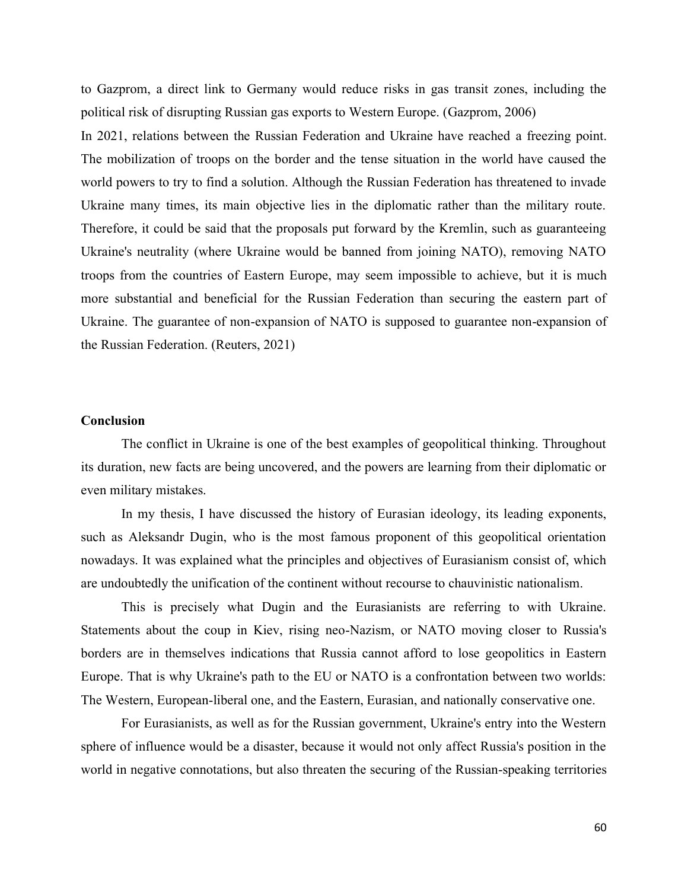to Gazprom, a direct link to Germany would reduce risks in gas transit zones, including the political risk of disrupting Russian gas exports to Western Europe. (Gazprom, 2006)

In 2021, relations between the Russian Federation and Ukraine have reached a freezing point. The mobilization of troops on the border and the tense situation in the world have caused the world powers to try to find a solution. Although the Russian Federation has threatened to invade Ukraine many times, its main objective lies in the diplomatic rather than the military route. Therefore, it could be said that the proposals put forward by the Kremlin, such as guaranteeing Ukraine's neutrality (where Ukraine would be banned from joining NATO), removing NATO troops from the countries of Eastern Europe, may seem impossible to achieve, but it is much more substantial and beneficial for the Russian Federation than securing the eastern part of Ukraine. The guarantee of non-expansion of NATO is supposed to guarantee non-expansion of the Russian Federation. (Reuters, 2021)

## Conclusion

The conflict in Ukraine is one of the best examples of geopolitical thinking. Throughout its duration, new facts are being uncovered, and the powers are learning from their diplomatic or even military mistakes.

In my thesis, I have discussed the history of Eurasian ideology, its leading exponents, such as Aleksandr Dugin, who is the most famous proponent of this geopolitical orientation nowadays. It was explained what the principles and objectives of Eurasianism consist of, which are undoubtedly the unification of the continent without recourse to chauvinistic nationalism.

This is precisely what Dugin and the Eurasianists are referring to with Ukraine. Statements about the coup in Kiev, rising neo-Nazism, or NATO moving closer to Russia's borders are in themselves indications that Russia cannot afford to lose geopolitics in Eastern Europe. That is why Ukraine's path to the EU or NATO is a confrontation between two worlds: The Western, European-liberal one, and the Eastern, Eurasian, and nationally conservative one.

For Eurasianists, as well as for the Russian government, Ukraine's entry into the Western sphere of influence would be a disaster, because it would not only affect Russia's position in the world in negative connotations, but also threaten the securing of the Russian-speaking territories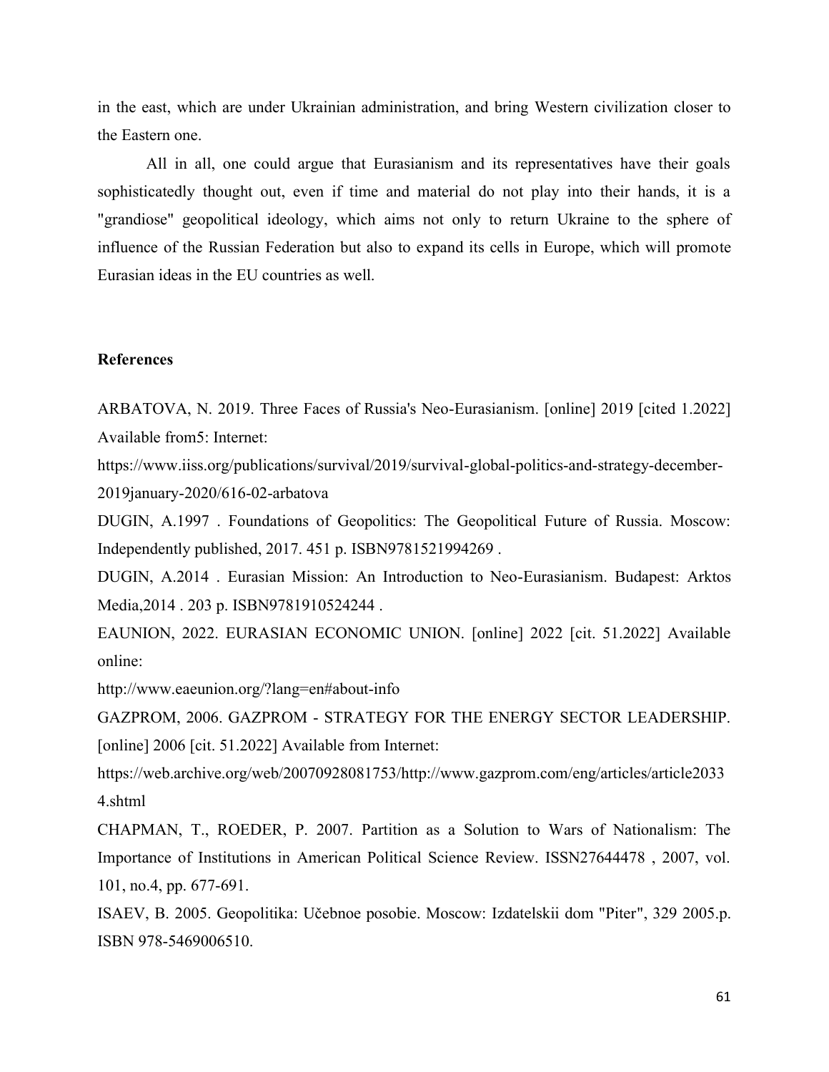in the east, which are under Ukrainian administration, and bring Western civilization closer to the Eastern one.

All in all, one could argue that Eurasianism and its representatives have their goals sophisticatedly thought out, even if time and material do not play into their hands, it is a "grandiose" geopolitical ideology, which aims not only to return Ukraine to the sphere of influence of the Russian Federation but also to expand its cells in Europe, which will promote Eurasian ideas in the EU countries as well.

**References**

ARBATOVA, N. 2019. Three Faces of Russia's Neo-Eurasianism. [online] 2019 [cited 1.2022] Available from5: Internet:
https://www.iiss.org/publications/survival/2019/survival-global-politics-and-strategy-december-2019january-2020/616-02-arbatova

DUGIN, A.1997 . Foundations of Geopolitics: The Geopolitical Future of Russia. Moscow: Independently published, 2017. 451 p. ISBN9781521994269 .

DUGIN, A.2014 . Eurasian Mission: An Introduction to Neo-Eurasianism. Budapest: Arktos Media,2014 . 203 p. ISBN9781910524244 .

EAUNION, 2022. EURASIAN ECONOMIC UNION. [online] 2022 [cit. 51.2022] Available online:
http://www.eaeunion.org/?lang=en#about-info

GAZPROM, 2006. GAZPROM - STRATEGY FOR THE ENERGY SECTOR LEADERSHIP. [online] 2006 [cit. 51.2022] Available from Internet:
https://web.archive.org/web/20070928081753/http://www.gazprom.com/eng/articles/article20334.shtml

CHAPMAN, T., ROEDER, P. 2007. Partition as a Solution to Wars of Nationalism: The Importance of Institutions in American Political Science Review. ISSN27644478 , 2007, vol. 101, no.4, pp. 677-691.

ISAEV, B. 2005. Geopolitika: Učebnoe posobie. Moscow: Izdatelskii dom "Piter", 329 2005.p. ISBN 978-5469006510.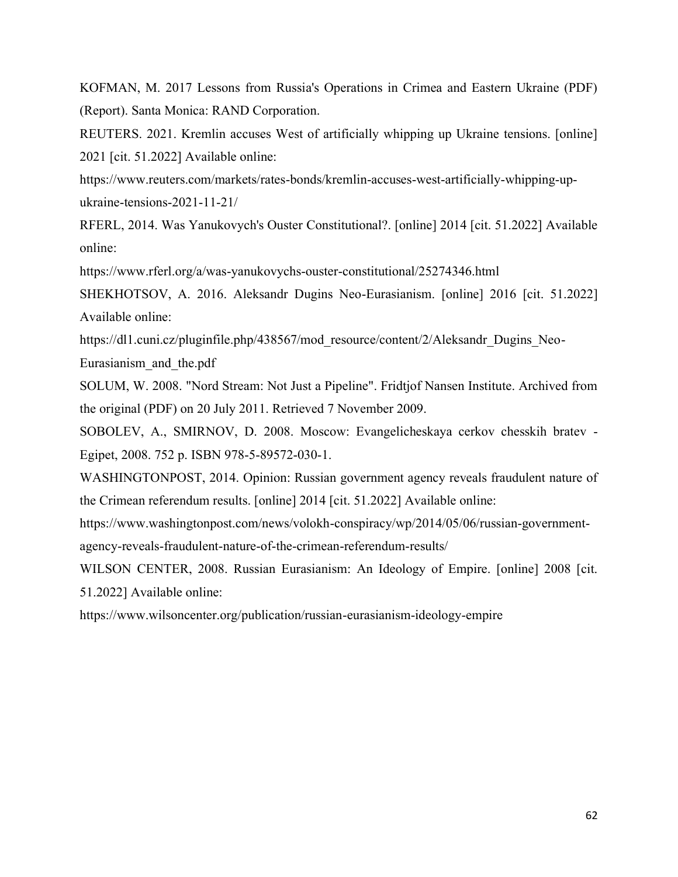KOFMAN, M. 2017 Lessons from Russia's Operations in Crimea and Eastern Ukraine (PDF) (Report). Santa Monica: RAND Corporation.

REUTERS. 2021. Kremlin accuses West of artificially whipping up Ukraine tensions. [online] 2021 [cit. 51.2022] Available online:

https://www.reuters.com/markets/rates-bonds/kremlin-accuses-west-artificially-whipping-up-ukraine-tensions-2021-11-21/

RFERL, 2014. Was Yanukovych's Ouster Constitutional?. [online] 2014 [cit. 51.2022] Available online:

https://www.rferl.org/a/was-yanukovychs-ouster-constitutional/25274346.html

SHEKHOTSOV, A. 2016. Aleksandr Dugins Neo-Eurasianism. [online] 2016 [cit. 51.2022] Available online:

https://dl1.cuni.cz/pluginfile.php/438567/mod_resource/content/2/Aleksandr_Dugins_Neo-Eurasianism_and_the.pdf

SOLUM, W. 2008. "Nord Stream: Not Just a Pipeline". Fridtjof Nansen Institute. Archived from the original (PDF) on 20 July 2011. Retrieved 7 November 2009.

SOBOLEV, A., SMIRNOV, D. 2008. Moscow: Evangelicheskaya cerkov chesskih bratev - Egipet, 2008. 752 p. ISBN 978-5-89572-030-1.

WASHINGTONPOST, 2014. Opinion: Russian government agency reveals fraudulent nature of the Crimean referendum results. [online] 2014 [cit. 51.2022] Available online:

https://www.washingtonpost.com/news/volokh-conspiracy/wp/2014/05/06/russian-government-agency-reveals-fraudulent-nature-of-the-crimean-referendum-results/

WILSON CENTER, 2008. Russian Eurasianism: An Ideology of Empire. [online] 2008 [cit. 51.2022] Available online:

https://www.wilsoncenter.org/publication/russian-eurasianism-ideology-empire